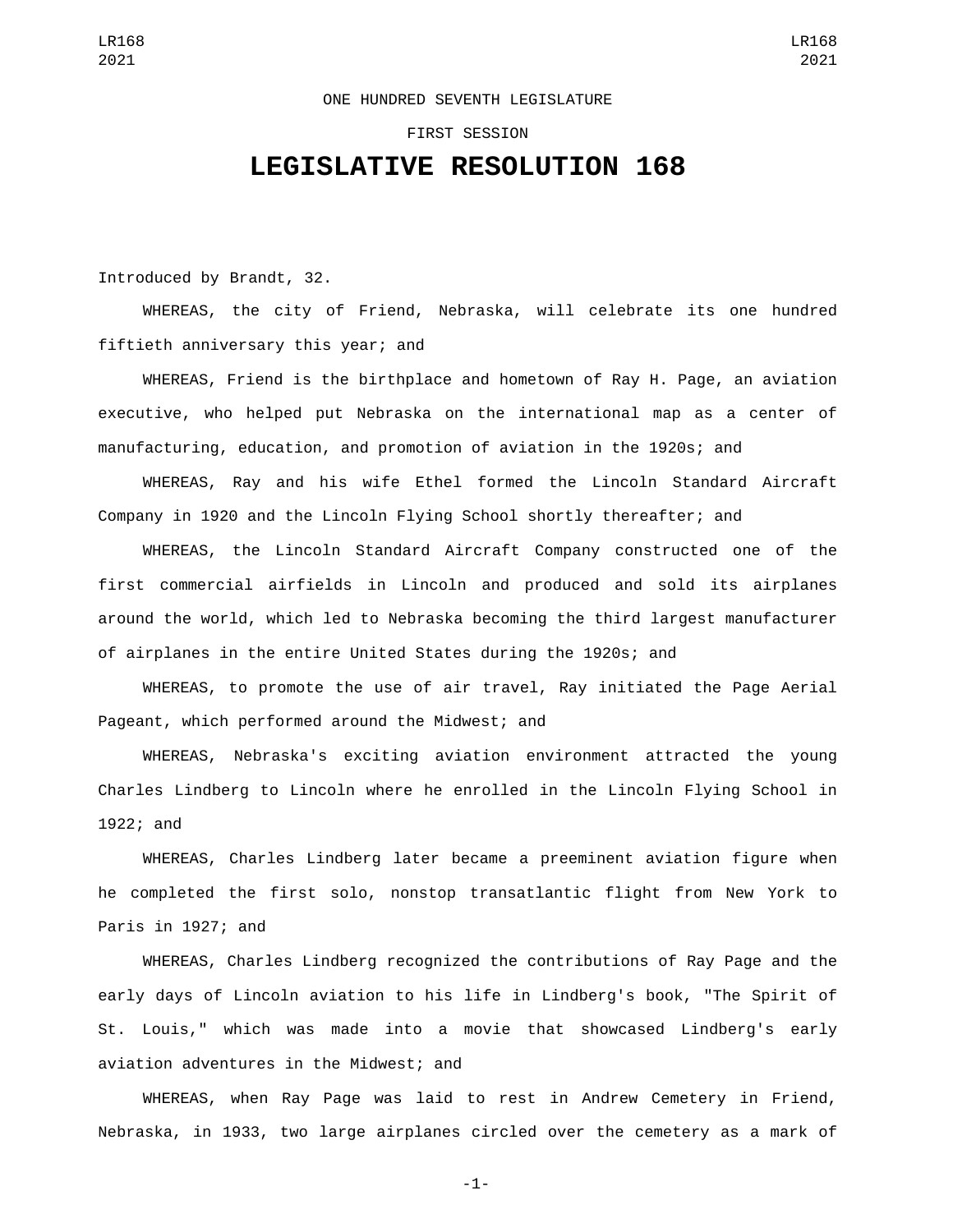ONE HUNDRED SEVENTH LEGISLATURE

FIRST SESSION

# LEGISLATIVE RESOLUTION 168

Introduced by Brandt, 32.

WHEREAS, the city of Friend, Nebraska, will celebrate its one hundred fiftieth anniversary this year; and

WHEREAS, Friend is the birthplace and hometown of Ray H. Page, an aviation executive, who helped put Nebraska on the international map as a center of manufacturing, education, and promotion of aviation in the 1920s; and

WHEREAS, Ray and his wife Ethel formed the Lincoln Standard Aircraft Company in 1920 and the Lincoln Flying School shortly thereafter; and

WHEREAS, the Lincoln Standard Aircraft Company constructed one of the first commercial airfields in Lincoln and produced and sold its airplanes around the world, which led to Nebraska becoming the third largest manufacturer of airplanes in the entire United States during the 1920s; and

WHEREAS, to promote the use of air travel, Ray initiated the Page Aerial Pageant, which performed around the Midwest; and

WHEREAS, Nebraska's exciting aviation environment attracted the young Charles Lindberg to Lincoln where he enrolled in the Lincoln Flying School in 1922; and

WHEREAS, Charles Lindberg later became a preeminent aviation figure when he completed the first solo, nonstop transatlantic flight from New York to Paris in 1927; and

WHEREAS, Charles Lindberg recognized the contributions of Ray Page and the early days of Lincoln aviation to his life in Lindberg's book, "The Spirit of St. Louis," which was made into a movie that showcased Lindberg's early aviation adventures in the Midwest; and

WHEREAS, when Ray Page was laid to rest in Andrew Cemetery in Friend, Nebraska, in 1933, two large airplanes circled over the cemetery as a mark of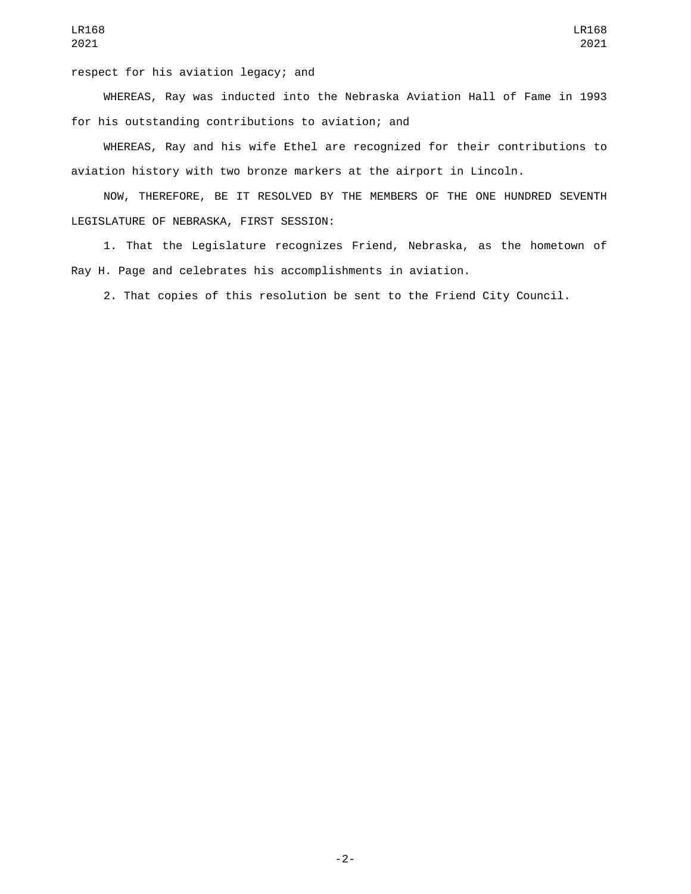respect for his aviation legacy; and

WHEREAS, Ray was inducted into the Nebraska Aviation Hall of Fame in 1993 for his outstanding contributions to aviation; and

WHEREAS, Ray and his wife Ethel are recognized for their contributions to aviation history with two bronze markers at the airport in Lincoln.

NOW, THEREFORE, BE IT RESOLVED BY THE MEMBERS OF THE ONE HUNDRED SEVENTH LEGISLATURE OF NEBRASKA, FIRST SESSION:

1. That the Legislature recognizes Friend, Nebraska, as the hometown of Ray H. Page and celebrates his accomplishments in aviation.

2. That copies of this resolution be sent to the Friend City Council.